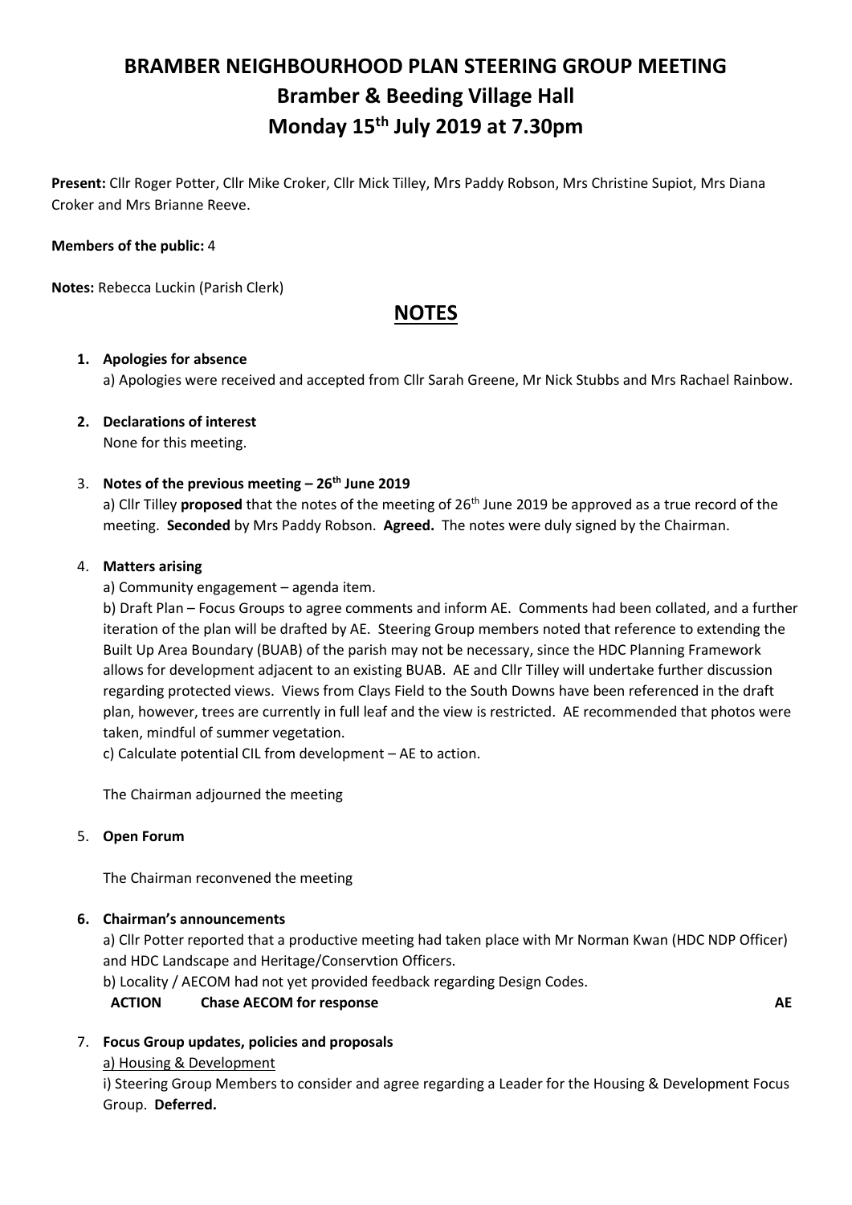# BRAMBER NEIGHBOURHOOD PLAN STEERING GROUP MEETING
# Bramber & Beeding Village Hall
# Monday 15th July 2019 at 7.30pm

**Present:** Cllr Roger Potter, Cllr Mike Croker, Cllr Mick Tilley, Mrs Paddy Robson, Mrs Christine Supiot, Mrs Diana Croker and Mrs Brianne Reeve.

**Members of the public:** 4

**Notes:** Rebecca Luckin (Parish Clerk)

## NOTES

1. **Apologies for absence**
   a) Apologies were received and accepted from Cllr Sarah Greene, Mr Nick Stubbs and Mrs Rachael Rainbow.

2. **Declarations of interest**
   None for this meeting.

3. **Notes of the previous meeting – 26th June 2019**
   a) Cllr Tilley **proposed** that the notes of the meeting of 26th June 2019 be approved as a true record of the meeting. **Seconded** by Mrs Paddy Robson. **Agreed.** The notes were duly signed by the Chairman.

4. **Matters arising**
   a) Community engagement – agenda item.
   b) Draft Plan – Focus Groups to agree comments and inform AE. Comments had been collated, and a further iteration of the plan will be drafted by AE. Steering Group members noted that reference to extending the Built Up Area Boundary (BUAB) of the parish may not be necessary, since the HDC Planning Framework allows for development adjacent to an existing BUAB. AE and Cllr Tilley will undertake further discussion regarding protected views. Views from Clays Field to the South Downs have been referenced in the draft plan, however, trees are currently in full leaf and the view is restricted. AE recommended that photos were taken, mindful of summer vegetation.
   c) Calculate potential CIL from development – AE to action.

   The Chairman adjourned the meeting

5. **Open Forum**

   The Chairman reconvened the meeting

6. **Chairman's announcements**
   a) Cllr Potter reported that a productive meeting had taken place with Mr Norman Kwan (HDC NDP Officer) and HDC Landscape and Heritage/Conservtion Officers.
   b) Locality / AECOM had not yet provided feedback regarding Design Codes.
   **ACTION** **Chase AECOM for response** **AE**

7. **Focus Group updates, policies and proposals**
   a) Housing & Development
   i) Steering Group Members to consider and agree regarding a Leader for the Housing & Development Focus Group. **Deferred.**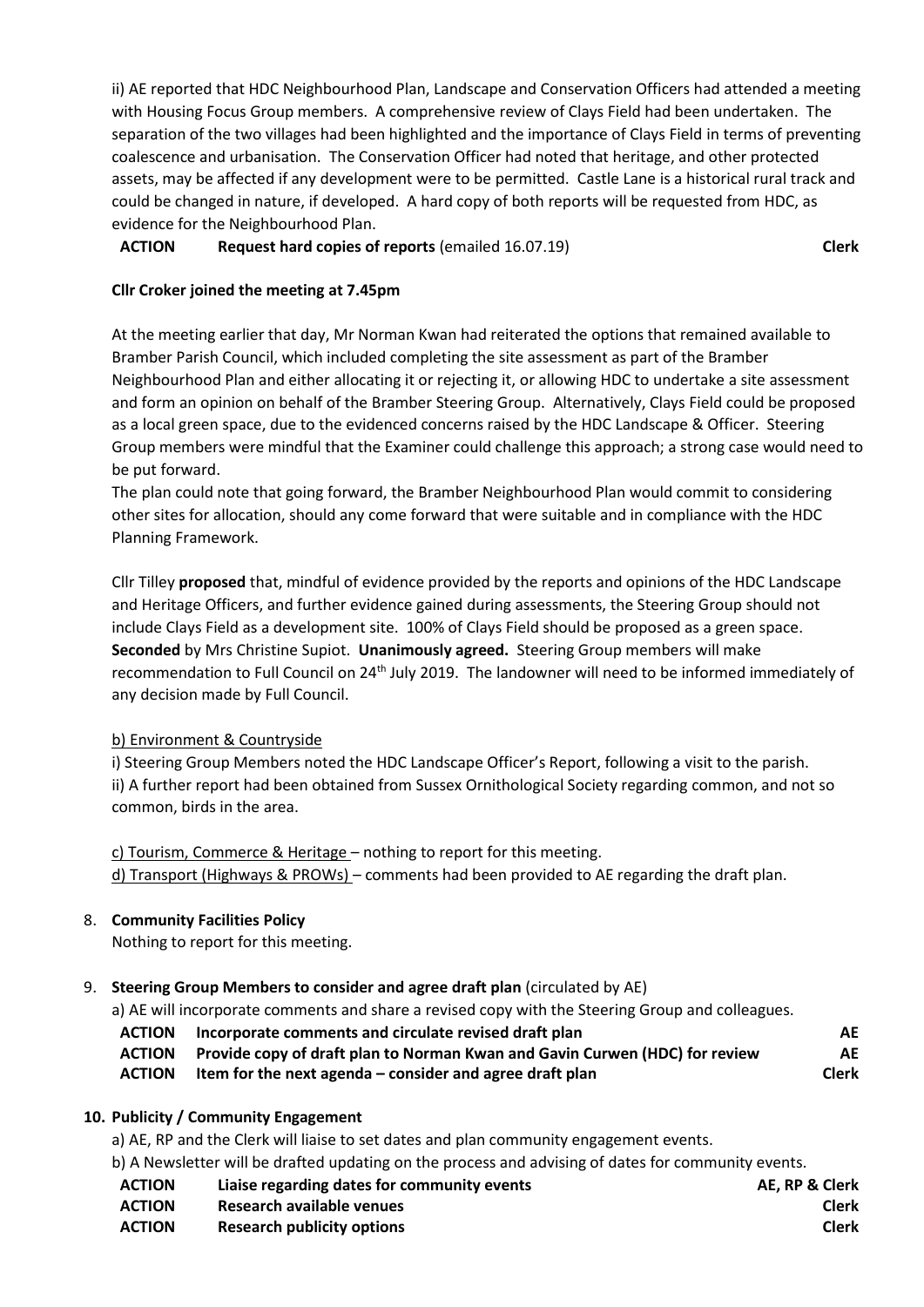ii) AE reported that HDC Neighbourhood Plan, Landscape and Conservation Officers had attended a meeting with Housing Focus Group members. A comprehensive review of Clays Field had been undertaken. The separation of the two villages had been highlighted and the importance of Clays Field in terms of preventing coalescence and urbanisation. The Conservation Officer had noted that heritage, and other protected assets, may be affected if any development were to be permitted. Castle Lane is a historical rural track and could be changed in nature, if developed. A hard copy of both reports will be requested from HDC, as evidence for the Neighbourhood Plan.

| | | |
|---|---|---|
| **ACTION** | **Request hard copies of reports** (emailed 16.07.19) | **Clerk** |

**Cllr Croker joined the meeting at 7.45pm**

At the meeting earlier that day, Mr Norman Kwan had reiterated the options that remained available to Bramber Parish Council, which included completing the site assessment as part of the Bramber Neighbourhood Plan and either allocating it or rejecting it, or allowing HDC to undertake a site assessment and form an opinion on behalf of the Bramber Steering Group. Alternatively, Clays Field could be proposed as a local green space, due to the evidenced concerns raised by the HDC Landscape & Officer. Steering Group members were mindful that the Examiner could challenge this approach; a strong case would need to be put forward.

The plan could note that going forward, the Bramber Neighbourhood Plan would commit to considering other sites for allocation, should any come forward that were suitable and in compliance with the HDC Planning Framework.

Cllr Tilley **proposed** that, mindful of evidence provided by the reports and opinions of the HDC Landscape and Heritage Officers, and further evidence gained during assessments, the Steering Group should not include Clays Field as a development site. 100% of Clays Field should be proposed as a green space. **Seconded** by Mrs Christine Supiot. **Unanimously agreed.** Steering Group members will make recommendation to Full Council on 24th July 2019. The landowner will need to be informed immediately of any decision made by Full Council.

b) Environment & Countryside

i) Steering Group Members noted the HDC Landscape Officer's Report, following a visit to the parish.

ii) A further report had been obtained from Sussex Ornithological Society regarding common, and not so common, birds in the area.

c) Tourism, Commerce & Heritage – nothing to report for this meeting.

d) Transport (Highways & PROWs) – comments had been provided to AE regarding the draft plan.

8. **Community Facilities Policy**

   Nothing to report for this meeting.

9. **Steering Group Members to consider and agree draft plan** (circulated by AE)

   a) AE will incorporate comments and share a revised copy with the Steering Group and colleagues.

| | | |
|---|---|---|
| **ACTION** | **Incorporate comments and circulate revised draft plan** | **AE** |
| **ACTION** | **Provide copy of draft plan to Norman Kwan and Gavin Curwen (HDC) for review** | **AE** |
| **ACTION** | **Item for the next agenda – consider and agree draft plan** | **Clerk** |

10. **Publicity / Community Engagement**

    a) AE, RP and the Clerk will liaise to set dates and plan community engagement events.

    b) A Newsletter will be drafted updating on the process and advising of dates for community events.

| | | |
|---|---|---|
| **ACTION** | **Liaise regarding dates for community events** | **AE, RP & Clerk** |
| **ACTION** | **Research available venues** | **Clerk** |
| **ACTION** | **Research publicity options** | **Clerk** |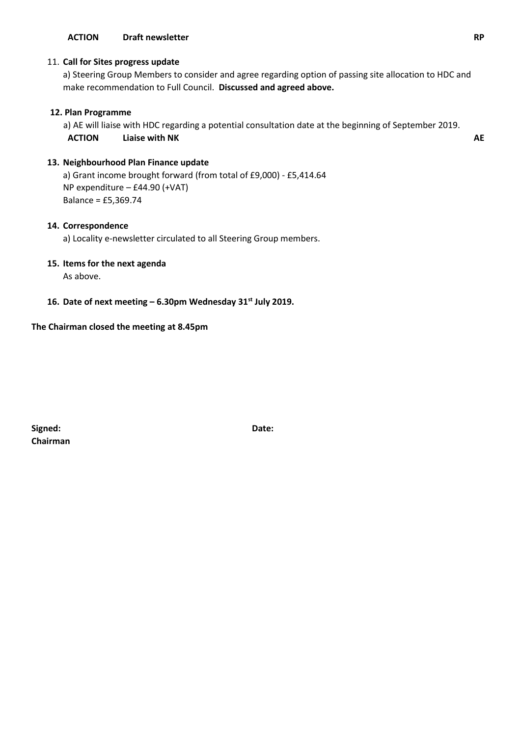**ACTION Draft newsletter RP**

11. **Call for Sites progress update**

    a) Steering Group Members to consider and agree regarding option of passing site allocation to HDC and make recommendation to Full Council. **Discussed and agreed above.**

12. **Plan Programme**

    a) AE will liaise with HDC regarding a potential consultation date at the beginning of September 2019.

    **ACTION Liaise with NK AE**

13. **Neighbourhood Plan Finance update**

    a) Grant income brought forward (from total of £9,000) - £5,414.64
    NP expenditure – £44.90 (+VAT)
    Balance = £5,369.74

14. **Correspondence**

    a) Locality e-newsletter circulated to all Steering Group members.

15. **Items for the next agenda**

    As above.

16. **Date of next meeting – 6.30pm Wednesday 31st July 2019.**

**The Chairman closed the meeting at 8.45pm**

**Signed:** **Date:**
**Chairman**